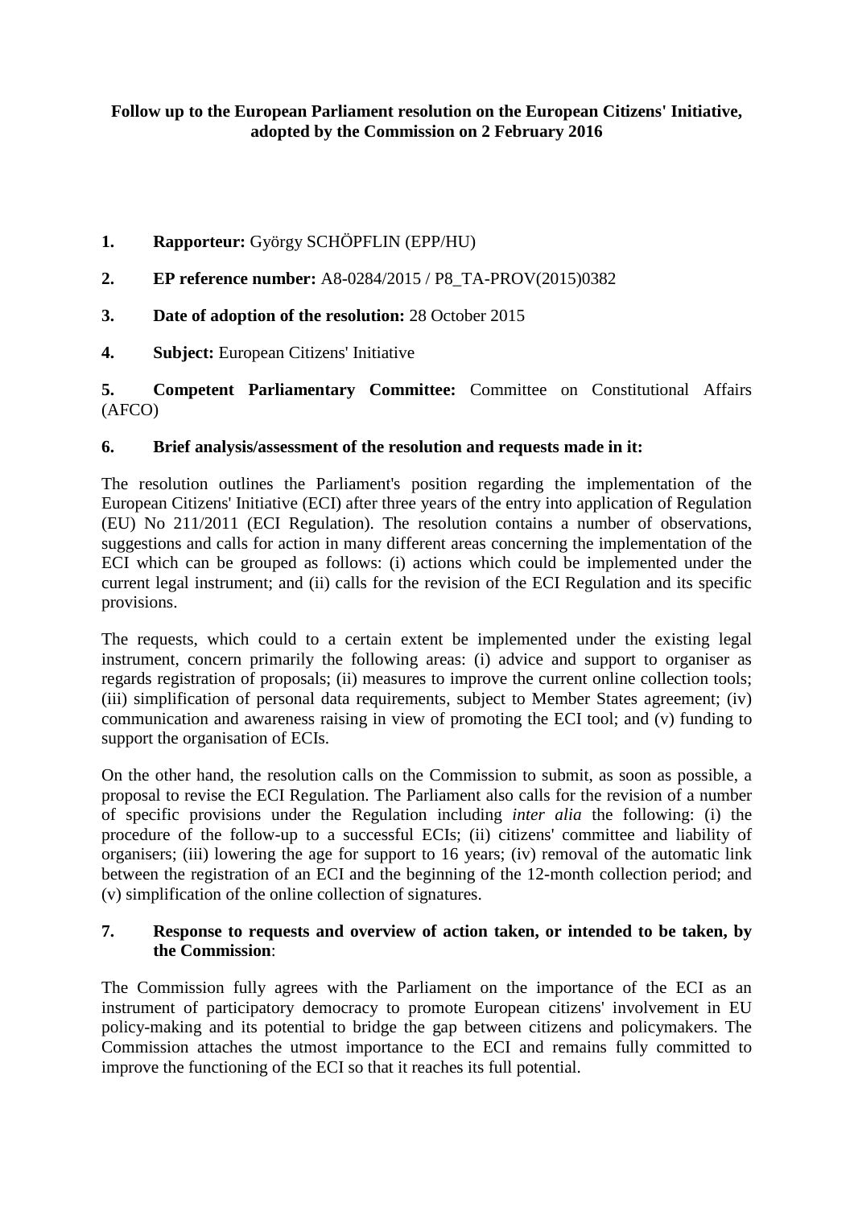**Follow up to the European Parliament resolution on the European Citizens' Initiative, adopted by the Commission on 2 February 2016**

1. **Rapporteur:** György SCHÖPFLIN (EPP/HU)

2. **EP reference number:** A8-0284/2015 / P8_TA-PROV(2015)0382

3. **Date of adoption of the resolution:** 28 October 2015

4. **Subject:** European Citizens' Initiative

5. **Competent Parliamentary Committee:** Committee on Constitutional Affairs (AFCO)

6. **Brief analysis/assessment of the resolution and requests made in it:**

The resolution outlines the Parliament's position regarding the implementation of the European Citizens' Initiative (ECI) after three years of the entry into application of Regulation (EU) No 211/2011 (ECI Regulation). The resolution contains a number of observations, suggestions and calls for action in many different areas concerning the implementation of the ECI which can be grouped as follows: (i) actions which could be implemented under the current legal instrument; and (ii) calls for the revision of the ECI Regulation and its specific provisions.

The requests, which could to a certain extent be implemented under the existing legal instrument, concern primarily the following areas: (i) advice and support to organiser as regards registration of proposals; (ii) measures to improve the current online collection tools; (iii) simplification of personal data requirements, subject to Member States agreement; (iv) communication and awareness raising in view of promoting the ECI tool; and (v) funding to support the organisation of ECIs.

On the other hand, the resolution calls on the Commission to submit, as soon as possible, a proposal to revise the ECI Regulation. The Parliament also calls for the revision of a number of specific provisions under the Regulation including *inter alia* the following: (i) the procedure of the follow-up to a successful ECIs; (ii) citizens' committee and liability of organisers; (iii) lowering the age for support to 16 years; (iv) removal of the automatic link between the registration of an ECI and the beginning of the 12-month collection period; and (v) simplification of the online collection of signatures.

7. **Response to requests and overview of action taken, or intended to be taken, by the Commission**:

The Commission fully agrees with the Parliament on the importance of the ECI as an instrument of participatory democracy to promote European citizens' involvement in EU policy-making and its potential to bridge the gap between citizens and policymakers. The Commission attaches the utmost importance to the ECI and remains fully committed to improve the functioning of the ECI so that it reaches its full potential.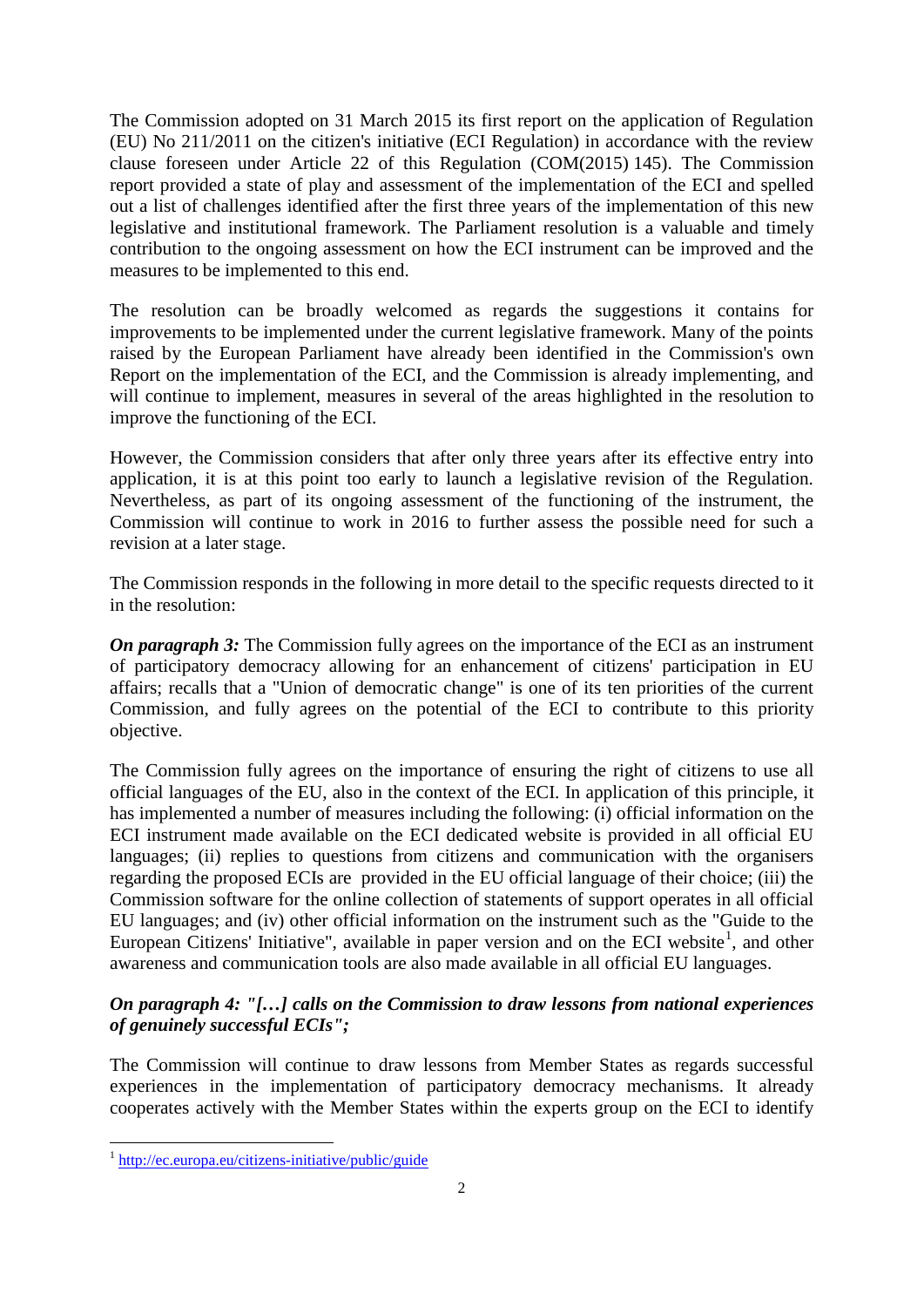The Commission adopted on 31 March 2015 its first report on the application of Regulation (EU) No 211/2011 on the citizen's initiative (ECI Regulation) in accordance with the review clause foreseen under Article 22 of this Regulation (COM(2015) 145). The Commission report provided a state of play and assessment of the implementation of the ECI and spelled out a list of challenges identified after the first three years of the implementation of this new legislative and institutional framework. The Parliament resolution is a valuable and timely contribution to the ongoing assessment on how the ECI instrument can be improved and the measures to be implemented to this end.

The resolution can be broadly welcomed as regards the suggestions it contains for improvements to be implemented under the current legislative framework. Many of the points raised by the European Parliament have already been identified in the Commission's own Report on the implementation of the ECI, and the Commission is already implementing, and will continue to implement, measures in several of the areas highlighted in the resolution to improve the functioning of the ECI.

However, the Commission considers that after only three years after its effective entry into application, it is at this point too early to launch a legislative revision of the Regulation. Nevertheless, as part of its ongoing assessment of the functioning of the instrument, the Commission will continue to work in 2016 to further assess the possible need for such a revision at a later stage.

The Commission responds in the following in more detail to the specific requests directed to it in the resolution:

***On paragraph 3:*** The Commission fully agrees on the importance of the ECI as an instrument of participatory democracy allowing for an enhancement of citizens' participation in EU affairs; recalls that a "Union of democratic change" is one of its ten priorities of the current Commission, and fully agrees on the potential of the ECI to contribute to this priority objective.

The Commission fully agrees on the importance of ensuring the right of citizens to use all official languages of the EU, also in the context of the ECI. In application of this principle, it has implemented a number of measures including the following: (i) official information on the ECI instrument made available on the ECI dedicated website is provided in all official EU languages; (ii) replies to questions from citizens and communication with the organisers regarding the proposed ECIs are provided in the EU official language of their choice; (iii) the Commission software for the online collection of statements of support operates in all official EU languages; and (iv) other official information on the instrument such as the "Guide to the European Citizens' Initiative", available in paper version and on the ECI website[1], and other awareness and communication tools are also made available in all official EU languages.

***On paragraph 4: "[…] calls on the Commission to draw lessons from national experiences of genuinely successful ECIs";***

The Commission will continue to draw lessons from Member States as regards successful experiences in the implementation of participatory democracy mechanisms. It already cooperates actively with the Member States within the experts group on the ECI to identify

[1] http://ec.europa.eu/citizens-initiative/public/guide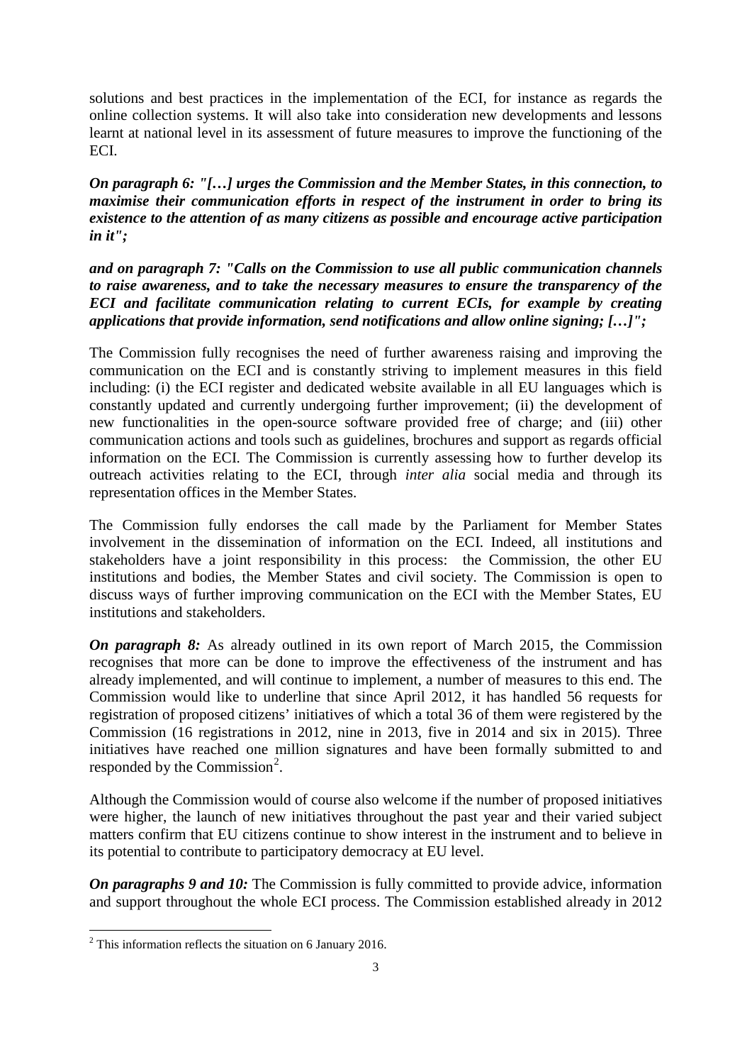solutions and best practices in the implementation of the ECI, for instance as regards the online collection systems. It will also take into consideration new developments and lessons learnt at national level in its assessment of future measures to improve the functioning of the ECI.

***On paragraph 6: "[…] urges the Commission and the Member States, in this connection, to maximise their communication efforts in respect of the instrument in order to bring its existence to the attention of as many citizens as possible and encourage active participation in it";***

***and on paragraph 7: "Calls on the Commission to use all public communication channels to raise awareness, and to take the necessary measures to ensure the transparency of the ECI and facilitate communication relating to current ECIs, for example by creating applications that provide information, send notifications and allow online signing; […]";***

The Commission fully recognises the need of further awareness raising and improving the communication on the ECI and is constantly striving to implement measures in this field including: (i) the ECI register and dedicated website available in all EU languages which is constantly updated and currently undergoing further improvement; (ii) the development of new functionalities in the open-source software provided free of charge; and (iii) other communication actions and tools such as guidelines, brochures and support as regards official information on the ECI. The Commission is currently assessing how to further develop its outreach activities relating to the ECI, through *inter alia* social media and through its representation offices in the Member States.

The Commission fully endorses the call made by the Parliament for Member States involvement in the dissemination of information on the ECI. Indeed, all institutions and stakeholders have a joint responsibility in this process: the Commission, the other EU institutions and bodies, the Member States and civil society. The Commission is open to discuss ways of further improving communication on the ECI with the Member States, EU institutions and stakeholders.

***On paragraph 8:*** As already outlined in its own report of March 2015, the Commission recognises that more can be done to improve the effectiveness of the instrument and has already implemented, and will continue to implement, a number of measures to this end. The Commission would like to underline that since April 2012, it has handled 56 requests for registration of proposed citizens' initiatives of which a total 36 of them were registered by the Commission (16 registrations in 2012, nine in 2013, five in 2014 and six in 2015). Three initiatives have reached one million signatures and have been formally submitted to and responded by the Commission[2].

Although the Commission would of course also welcome if the number of proposed initiatives were higher, the launch of new initiatives throughout the past year and their varied subject matters confirm that EU citizens continue to show interest in the instrument and to believe in its potential to contribute to participatory democracy at EU level.

***On paragraphs 9 and 10:*** The Commission is fully committed to provide advice, information and support throughout the whole ECI process. The Commission established already in 2012

[2] This information reflects the situation on 6 January 2016.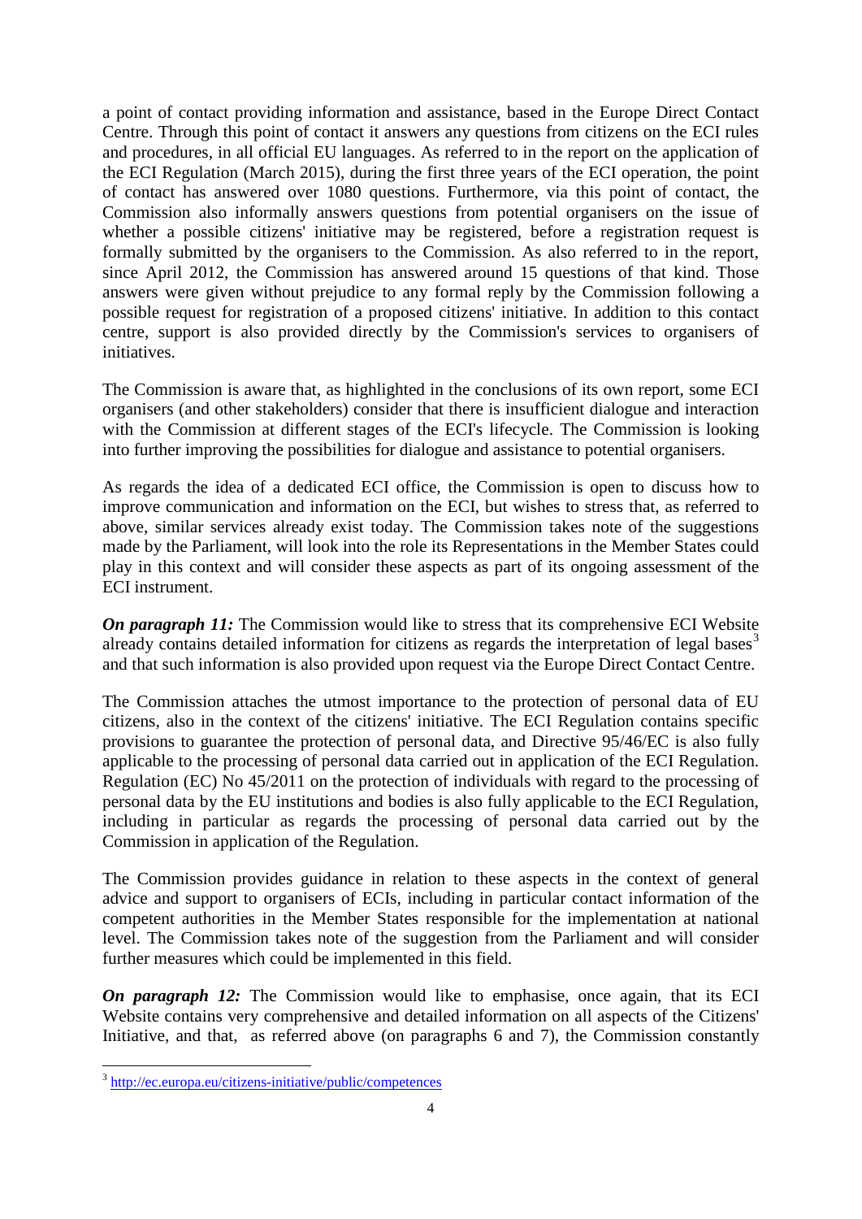a point of contact providing information and assistance, based in the Europe Direct Contact Centre. Through this point of contact it answers any questions from citizens on the ECI rules and procedures, in all official EU languages. As referred to in the report on the application of the ECI Regulation (March 2015), during the first three years of the ECI operation, the point of contact has answered over 1080 questions. Furthermore, via this point of contact, the Commission also informally answers questions from potential organisers on the issue of whether a possible citizens' initiative may be registered, before a registration request is formally submitted by the organisers to the Commission. As also referred to in the report, since April 2012, the Commission has answered around 15 questions of that kind. Those answers were given without prejudice to any formal reply by the Commission following a possible request for registration of a proposed citizens' initiative. In addition to this contact centre, support is also provided directly by the Commission's services to organisers of initiatives.

The Commission is aware that, as highlighted in the conclusions of its own report, some ECI organisers (and other stakeholders) consider that there is insufficient dialogue and interaction with the Commission at different stages of the ECI's lifecycle. The Commission is looking into further improving the possibilities for dialogue and assistance to potential organisers.

As regards the idea of a dedicated ECI office, the Commission is open to discuss how to improve communication and information on the ECI, but wishes to stress that, as referred to above, similar services already exist today. The Commission takes note of the suggestions made by the Parliament, will look into the role its Representations in the Member States could play in this context and will consider these aspects as part of its ongoing assessment of the ECI instrument.

***On paragraph 11:*** The Commission would like to stress that its comprehensive ECI Website already contains detailed information for citizens as regards the interpretation of legal bases[3] and that such information is also provided upon request via the Europe Direct Contact Centre.

The Commission attaches the utmost importance to the protection of personal data of EU citizens, also in the context of the citizens' initiative. The ECI Regulation contains specific provisions to guarantee the protection of personal data, and Directive 95/46/EC is also fully applicable to the processing of personal data carried out in application of the ECI Regulation. Regulation (EC) No 45/2011 on the protection of individuals with regard to the processing of personal data by the EU institutions and bodies is also fully applicable to the ECI Regulation, including in particular as regards the processing of personal data carried out by the Commission in application of the Regulation.

The Commission provides guidance in relation to these aspects in the context of general advice and support to organisers of ECIs, including in particular contact information of the competent authorities in the Member States responsible for the implementation at national level. The Commission takes note of the suggestion from the Parliament and will consider further measures which could be implemented in this field.

***On paragraph 12:*** The Commission would like to emphasise, once again, that its ECI Website contains very comprehensive and detailed information on all aspects of the Citizens' Initiative, and that, as referred above (on paragraphs 6 and 7), the Commission constantly

---

[3] http://ec.europa.eu/citizens-initiative/public/competences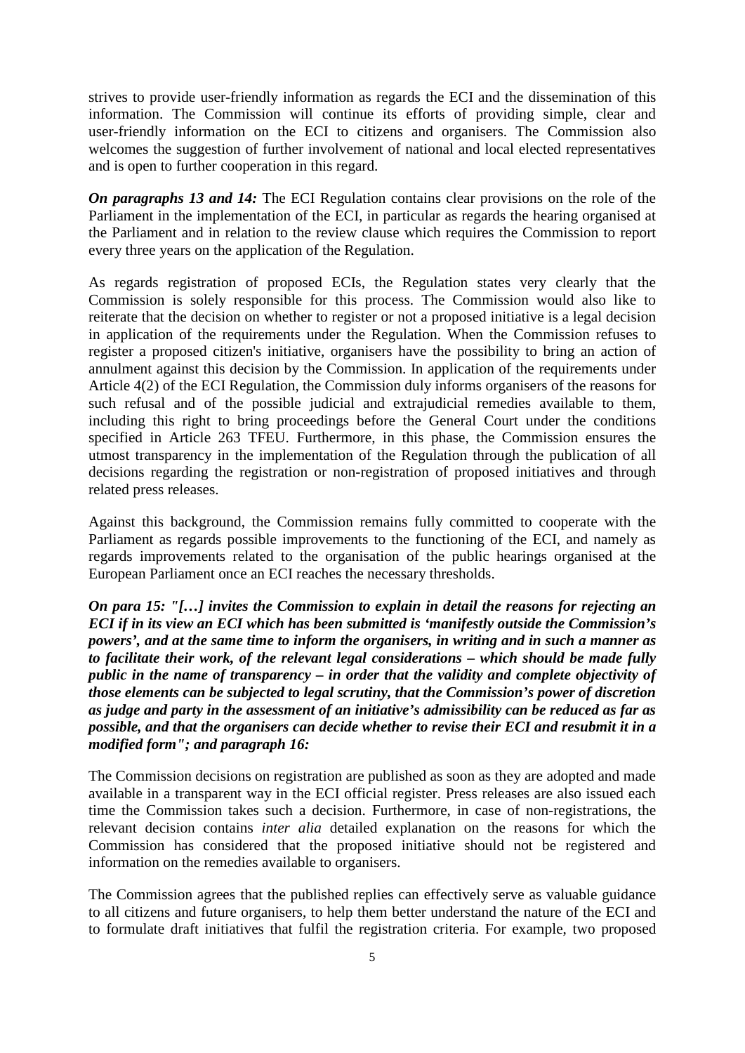strives to provide user-friendly information as regards the ECI and the dissemination of this information. The Commission will continue its efforts of providing simple, clear and user-friendly information on the ECI to citizens and organisers. The Commission also welcomes the suggestion of further involvement of national and local elected representatives and is open to further cooperation in this regard.

***On paragraphs 13 and 14:*** The ECI Regulation contains clear provisions on the role of the Parliament in the implementation of the ECI, in particular as regards the hearing organised at the Parliament and in relation to the review clause which requires the Commission to report every three years on the application of the Regulation.

As regards registration of proposed ECIs, the Regulation states very clearly that the Commission is solely responsible for this process. The Commission would also like to reiterate that the decision on whether to register or not a proposed initiative is a legal decision in application of the requirements under the Regulation. When the Commission refuses to register a proposed citizen's initiative, organisers have the possibility to bring an action of annulment against this decision by the Commission. In application of the requirements under Article 4(2) of the ECI Regulation, the Commission duly informs organisers of the reasons for such refusal and of the possible judicial and extrajudicial remedies available to them, including this right to bring proceedings before the General Court under the conditions specified in Article 263 TFEU. Furthermore, in this phase, the Commission ensures the utmost transparency in the implementation of the Regulation through the publication of all decisions regarding the registration or non-registration of proposed initiatives and through related press releases.

Against this background, the Commission remains fully committed to cooperate with the Parliament as regards possible improvements to the functioning of the ECI, and namely as regards improvements related to the organisation of the public hearings organised at the European Parliament once an ECI reaches the necessary thresholds.

***On para 15: "[…] invites the Commission to explain in detail the reasons for rejecting an ECI if in its view an ECI which has been submitted is 'manifestly outside the Commission's powers', and at the same time to inform the organisers, in writing and in such a manner as to facilitate their work, of the relevant legal considerations – which should be made fully public in the name of transparency – in order that the validity and complete objectivity of those elements can be subjected to legal scrutiny, that the Commission's power of discretion as judge and party in the assessment of an initiative's admissibility can be reduced as far as possible, and that the organisers can decide whether to revise their ECI and resubmit it in a modified form"; and paragraph 16:***

The Commission decisions on registration are published as soon as they are adopted and made available in a transparent way in the ECI official register. Press releases are also issued each time the Commission takes such a decision. Furthermore, in case of non-registrations, the relevant decision contains *inter alia* detailed explanation on the reasons for which the Commission has considered that the proposed initiative should not be registered and information on the remedies available to organisers.

The Commission agrees that the published replies can effectively serve as valuable guidance to all citizens and future organisers, to help them better understand the nature of the ECI and to formulate draft initiatives that fulfil the registration criteria. For example, two proposed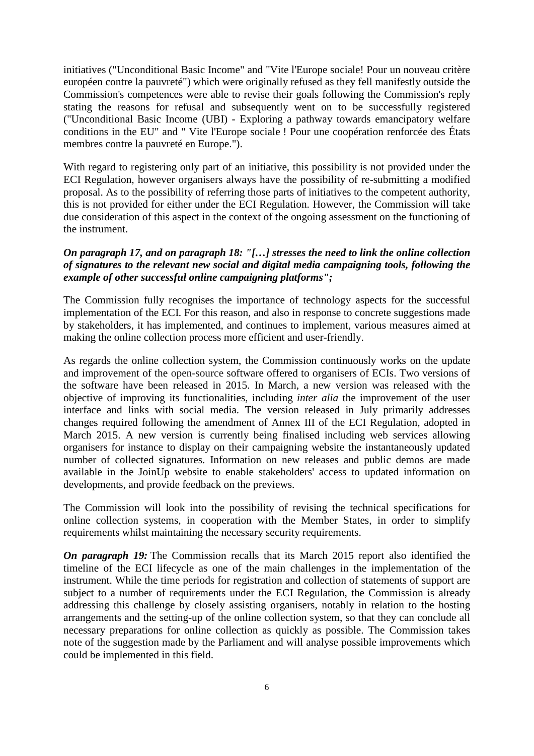initiatives ("Unconditional Basic Income" and "Vite l'Europe sociale! Pour un nouveau critère européen contre la pauvreté") which were originally refused as they fell manifestly outside the Commission's competences were able to revise their goals following the Commission's reply stating the reasons for refusal and subsequently went on to be successfully registered ("Unconditional Basic Income (UBI) - Exploring a pathway towards emancipatory welfare conditions in the EU" and " Vite l'Europe sociale ! Pour une coopération renforcée des États membres contre la pauvreté en Europe.").

With regard to registering only part of an initiative, this possibility is not provided under the ECI Regulation, however organisers always have the possibility of re-submitting a modified proposal. As to the possibility of referring those parts of initiatives to the competent authority, this is not provided for either under the ECI Regulation. However, the Commission will take due consideration of this aspect in the context of the ongoing assessment on the functioning of the instrument.

***On paragraph 17, and on paragraph 18: "[…] stresses the need to link the online collection of signatures to the relevant new social and digital media campaigning tools, following the example of other successful online campaigning platforms";***

The Commission fully recognises the importance of technology aspects for the successful implementation of the ECI. For this reason, and also in response to concrete suggestions made by stakeholders, it has implemented, and continues to implement, various measures aimed at making the online collection process more efficient and user-friendly.

As regards the online collection system, the Commission continuously works on the update and improvement of the open-source software offered to organisers of ECIs. Two versions of the software have been released in 2015. In March, a new version was released with the objective of improving its functionalities, including *inter alia* the improvement of the user interface and links with social media. The version released in July primarily addresses changes required following the amendment of Annex III of the ECI Regulation, adopted in March 2015. A new version is currently being finalised including web services allowing organisers for instance to display on their campaigning website the instantaneously updated number of collected signatures. Information on new releases and public demos are made available in the JoinUp website to enable stakeholders' access to updated information on developments, and provide feedback on the previews.

The Commission will look into the possibility of revising the technical specifications for online collection systems, in cooperation with the Member States, in order to simplify requirements whilst maintaining the necessary security requirements.

***On paragraph 19:*** The Commission recalls that its March 2015 report also identified the timeline of the ECI lifecycle as one of the main challenges in the implementation of the instrument. While the time periods for registration and collection of statements of support are subject to a number of requirements under the ECI Regulation, the Commission is already addressing this challenge by closely assisting organisers, notably in relation to the hosting arrangements and the setting-up of the online collection system, so that they can conclude all necessary preparations for online collection as quickly as possible. The Commission takes note of the suggestion made by the Parliament and will analyse possible improvements which could be implemented in this field.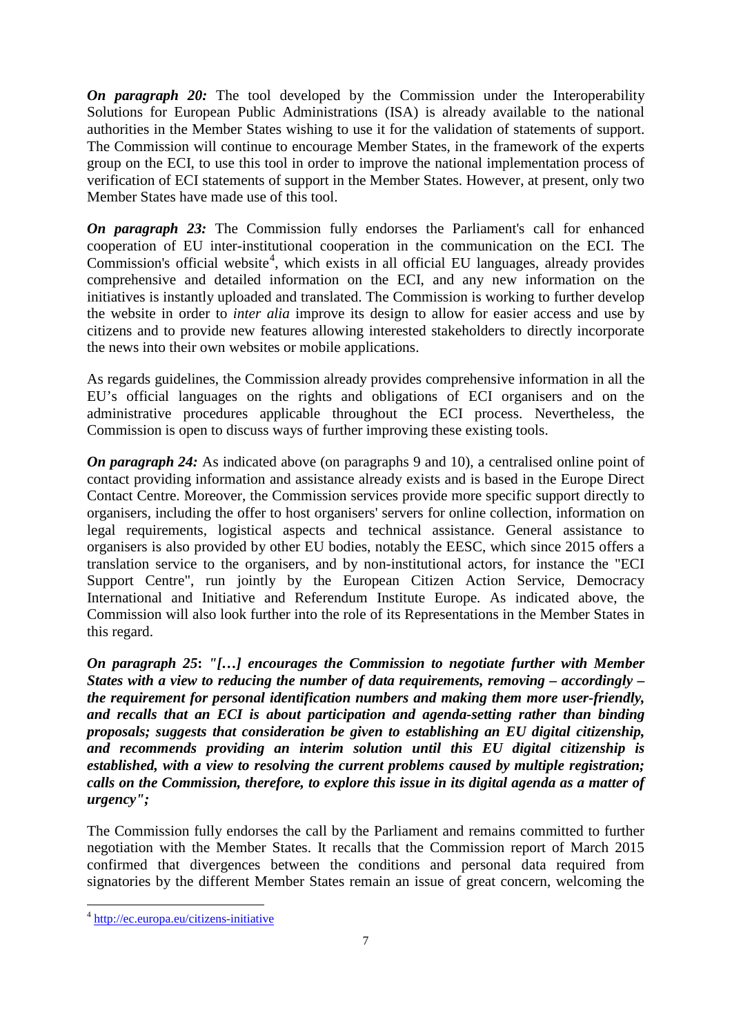***On paragraph 20:*** The tool developed by the Commission under the Interoperability Solutions for European Public Administrations (ISA) is already available to the national authorities in the Member States wishing to use it for the validation of statements of support. The Commission will continue to encourage Member States, in the framework of the experts group on the ECI, to use this tool in order to improve the national implementation process of verification of ECI statements of support in the Member States. However, at present, only two Member States have made use of this tool.

***On paragraph 23:*** The Commission fully endorses the Parliament's call for enhanced cooperation of EU inter-institutional cooperation in the communication on the ECI. The Commission's official website[4], which exists in all official EU languages, already provides comprehensive and detailed information on the ECI, and any new information on the initiatives is instantly uploaded and translated. The Commission is working to further develop the website in order to *inter alia* improve its design to allow for easier access and use by citizens and to provide new features allowing interested stakeholders to directly incorporate the news into their own websites or mobile applications.

As regards guidelines, the Commission already provides comprehensive information in all the EU's official languages on the rights and obligations of ECI organisers and on the administrative procedures applicable throughout the ECI process. Nevertheless, the Commission is open to discuss ways of further improving these existing tools.

***On paragraph 24:*** As indicated above (on paragraphs 9 and 10), a centralised online point of contact providing information and assistance already exists and is based in the Europe Direct Contact Centre. Moreover, the Commission services provide more specific support directly to organisers, including the offer to host organisers' servers for online collection, information on legal requirements, logistical aspects and technical assistance. General assistance to organisers is also provided by other EU bodies, notably the EESC, which since 2015 offers a translation service to the organisers, and by non-institutional actors, for instance the "ECI Support Centre", run jointly by the European Citizen Action Service, Democracy International and Initiative and Referendum Institute Europe. As indicated above, the Commission will also look further into the role of its Representations in the Member States in this regard.

***On paragraph 25: "[…] encourages the Commission to negotiate further with Member States with a view to reducing the number of data requirements, removing – accordingly – the requirement for personal identification numbers and making them more user-friendly, and recalls that an ECI is about participation and agenda-setting rather than binding proposals; suggests that consideration be given to establishing an EU digital citizenship, and recommends providing an interim solution until this EU digital citizenship is established, with a view to resolving the current problems caused by multiple registration; calls on the Commission, therefore, to explore this issue in its digital agenda as a matter of urgency";***

The Commission fully endorses the call by the Parliament and remains committed to further negotiation with the Member States. It recalls that the Commission report of March 2015 confirmed that divergences between the conditions and personal data required from signatories by the different Member States remain an issue of great concern, welcoming the

---

[4] http://ec.europa.eu/citizens-initiative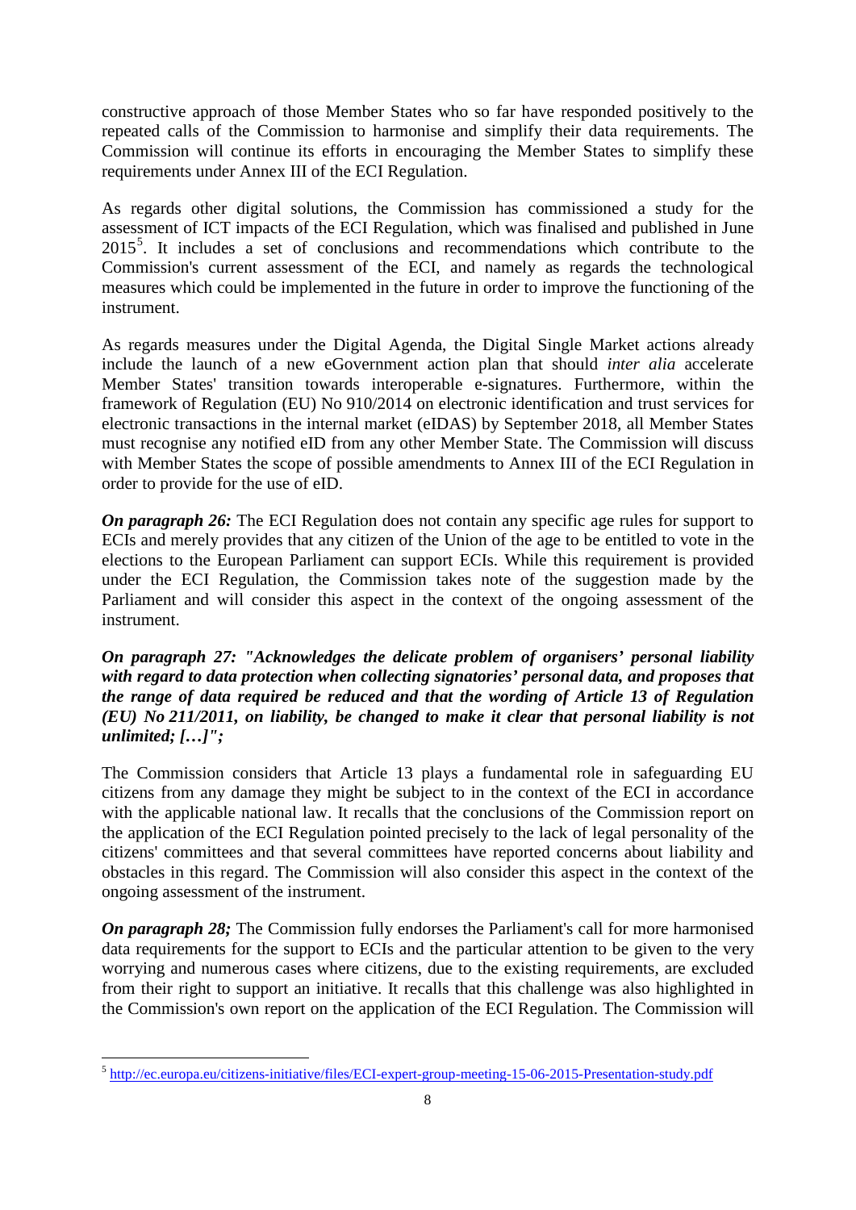constructive approach of those Member States who so far have responded positively to the repeated calls of the Commission to harmonise and simplify their data requirements. The Commission will continue its efforts in encouraging the Member States to simplify these requirements under Annex III of the ECI Regulation.

As regards other digital solutions, the Commission has commissioned a study for the assessment of ICT impacts of the ECI Regulation, which was finalised and published in June 2015[5]. It includes a set of conclusions and recommendations which contribute to the Commission's current assessment of the ECI, and namely as regards the technological measures which could be implemented in the future in order to improve the functioning of the instrument.

As regards measures under the Digital Agenda, the Digital Single Market actions already include the launch of a new eGovernment action plan that should *inter alia* accelerate Member States' transition towards interoperable e-signatures. Furthermore, within the framework of Regulation (EU) No 910/2014 on electronic identification and trust services for electronic transactions in the internal market (eIDAS) by September 2018, all Member States must recognise any notified eID from any other Member State. The Commission will discuss with Member States the scope of possible amendments to Annex III of the ECI Regulation in order to provide for the use of eID.

***On paragraph 26:*** The ECI Regulation does not contain any specific age rules for support to ECIs and merely provides that any citizen of the Union of the age to be entitled to vote in the elections to the European Parliament can support ECIs. While this requirement is provided under the ECI Regulation, the Commission takes note of the suggestion made by the Parliament and will consider this aspect in the context of the ongoing assessment of the instrument.

***On paragraph 27: "Acknowledges the delicate problem of organisers' personal liability with regard to data protection when collecting signatories' personal data, and proposes that the range of data required be reduced and that the wording of Article 13 of Regulation (EU) No 211/2011, on liability, be changed to make it clear that personal liability is not unlimited; […]";***

The Commission considers that Article 13 plays a fundamental role in safeguarding EU citizens from any damage they might be subject to in the context of the ECI in accordance with the applicable national law. It recalls that the conclusions of the Commission report on the application of the ECI Regulation pointed precisely to the lack of legal personality of the citizens' committees and that several committees have reported concerns about liability and obstacles in this regard. The Commission will also consider this aspect in the context of the ongoing assessment of the instrument.

***On paragraph 28;*** The Commission fully endorses the Parliament's call for more harmonised data requirements for the support to ECIs and the particular attention to be given to the very worrying and numerous cases where citizens, due to the existing requirements, are excluded from their right to support an initiative. It recalls that this challenge was also highlighted in the Commission's own report on the application of the ECI Regulation. The Commission will

[5] http://ec.europa.eu/citizens-initiative/files/ECI-expert-group-meeting-15-06-2015-Presentation-study.pdf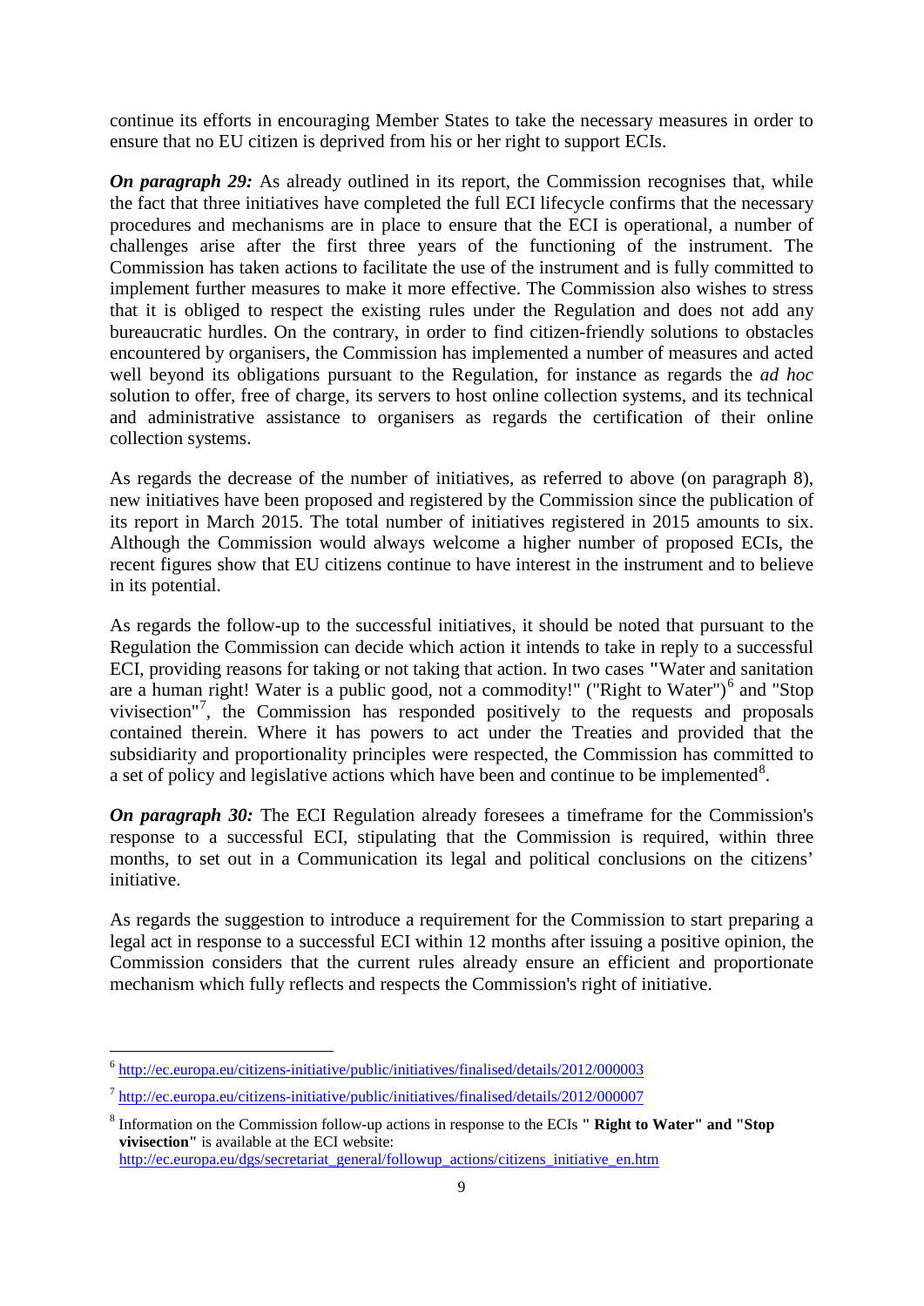continue its efforts in encouraging Member States to take the necessary measures in order to ensure that no EU citizen is deprived from his or her right to support ECIs.

***On paragraph 29:*** As already outlined in its report, the Commission recognises that, while the fact that three initiatives have completed the full ECI lifecycle confirms that the necessary procedures and mechanisms are in place to ensure that the ECI is operational, a number of challenges arise after the first three years of the functioning of the instrument. The Commission has taken actions to facilitate the use of the instrument and is fully committed to implement further measures to make it more effective. The Commission also wishes to stress that it is obliged to respect the existing rules under the Regulation and does not add any bureaucratic hurdles. On the contrary, in order to find citizen-friendly solutions to obstacles encountered by organisers, the Commission has implemented a number of measures and acted well beyond its obligations pursuant to the Regulation, for instance as regards the *ad hoc* solution to offer, free of charge, its servers to host online collection systems, and its technical and administrative assistance to organisers as regards the certification of their online collection systems.

As regards the decrease of the number of initiatives, as referred to above (on paragraph 8), new initiatives have been proposed and registered by the Commission since the publication of its report in March 2015. The total number of initiatives registered in 2015 amounts to six. Although the Commission would always welcome a higher number of proposed ECIs, the recent figures show that EU citizens continue to have interest in the instrument and to believe in its potential.

As regards the follow-up to the successful initiatives, it should be noted that pursuant to the Regulation the Commission can decide which action it intends to take in reply to a successful ECI, providing reasons for taking or not taking that action. In two cases "Water and sanitation are a human right! Water is a public good, not a commodity!" ("Right to Water")[6] and "Stop vivisection"[7], the Commission has responded positively to the requests and proposals contained therein. Where it has powers to act under the Treaties and provided that the subsidiarity and proportionality principles were respected, the Commission has committed to a set of policy and legislative actions which have been and continue to be implemented[8].

***On paragraph 30:*** The ECI Regulation already foresees a timeframe for the Commission's response to a successful ECI, stipulating that the Commission is required, within three months, to set out in a Communication its legal and political conclusions on the citizens' initiative.

As regards the suggestion to introduce a requirement for the Commission to start preparing a legal act in response to a successful ECI within 12 months after issuing a positive opinion, the Commission considers that the current rules already ensure an efficient and proportionate mechanism which fully reflects and respects the Commission's right of initiative.

---

[6] http://ec.europa.eu/citizens-initiative/public/initiatives/finalised/details/2012/000003

[7] http://ec.europa.eu/citizens-initiative/public/initiatives/finalised/details/2012/000007

[8] Information on the Commission follow-up actions in response to the ECIs **" Right to Water" and "Stop vivisection"** is available at the ECI website: http://ec.europa.eu/dgs/secretariat_general/followup_actions/citizens_initiative_en.htm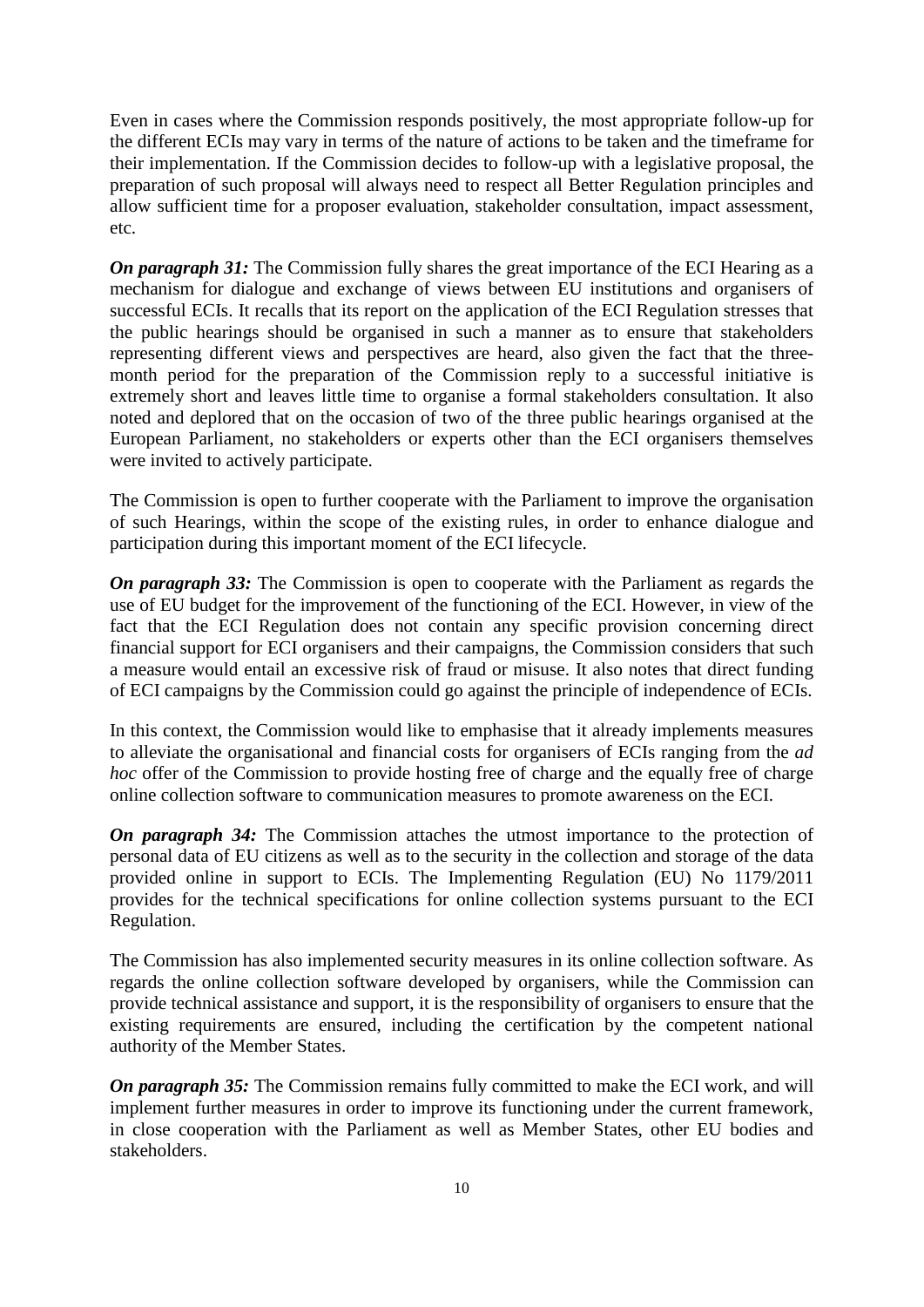Even in cases where the Commission responds positively, the most appropriate follow-up for the different ECIs may vary in terms of the nature of actions to be taken and the timeframe for their implementation. If the Commission decides to follow-up with a legislative proposal, the preparation of such proposal will always need to respect all Better Regulation principles and allow sufficient time for a proposer evaluation, stakeholder consultation, impact assessment, etc.

***On paragraph 31:*** The Commission fully shares the great importance of the ECI Hearing as a mechanism for dialogue and exchange of views between EU institutions and organisers of successful ECIs. It recalls that its report on the application of the ECI Regulation stresses that the public hearings should be organised in such a manner as to ensure that stakeholders representing different views and perspectives are heard, also given the fact that the three-month period for the preparation of the Commission reply to a successful initiative is extremely short and leaves little time to organise a formal stakeholders consultation. It also noted and deplored that on the occasion of two of the three public hearings organised at the European Parliament, no stakeholders or experts other than the ECI organisers themselves were invited to actively participate.

The Commission is open to further cooperate with the Parliament to improve the organisation of such Hearings, within the scope of the existing rules, in order to enhance dialogue and participation during this important moment of the ECI lifecycle.

***On paragraph 33:*** The Commission is open to cooperate with the Parliament as regards the use of EU budget for the improvement of the functioning of the ECI. However, in view of the fact that the ECI Regulation does not contain any specific provision concerning direct financial support for ECI organisers and their campaigns, the Commission considers that such a measure would entail an excessive risk of fraud or misuse. It also notes that direct funding of ECI campaigns by the Commission could go against the principle of independence of ECIs.

In this context, the Commission would like to emphasise that it already implements measures to alleviate the organisational and financial costs for organisers of ECIs ranging from the *ad hoc* offer of the Commission to provide hosting free of charge and the equally free of charge online collection software to communication measures to promote awareness on the ECI.

***On paragraph 34:*** The Commission attaches the utmost importance to the protection of personal data of EU citizens as well as to the security in the collection and storage of the data provided online in support to ECIs. The Implementing Regulation (EU) No 1179/2011 provides for the technical specifications for online collection systems pursuant to the ECI Regulation.

The Commission has also implemented security measures in its online collection software. As regards the online collection software developed by organisers, while the Commission can provide technical assistance and support, it is the responsibility of organisers to ensure that the existing requirements are ensured, including the certification by the competent national authority of the Member States.

***On paragraph 35:*** The Commission remains fully committed to make the ECI work, and will implement further measures in order to improve its functioning under the current framework, in close cooperation with the Parliament as well as Member States, other EU bodies and stakeholders.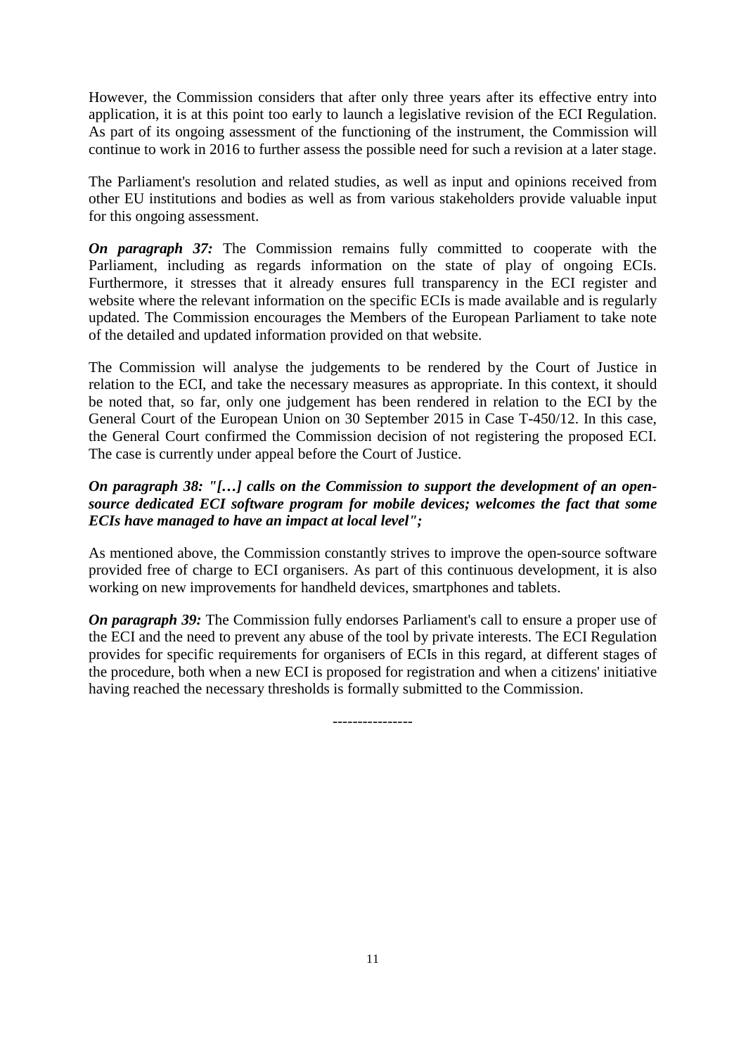However, the Commission considers that after only three years after its effective entry into application, it is at this point too early to launch a legislative revision of the ECI Regulation. As part of its ongoing assessment of the functioning of the instrument, the Commission will continue to work in 2016 to further assess the possible need for such a revision at a later stage.

The Parliament's resolution and related studies, as well as input and opinions received from other EU institutions and bodies as well as from various stakeholders provide valuable input for this ongoing assessment.

***On paragraph 37:*** The Commission remains fully committed to cooperate with the Parliament, including as regards information on the state of play of ongoing ECIs. Furthermore, it stresses that it already ensures full transparency in the ECI register and website where the relevant information on the specific ECIs is made available and is regularly updated. The Commission encourages the Members of the European Parliament to take note of the detailed and updated information provided on that website.

The Commission will analyse the judgements to be rendered by the Court of Justice in relation to the ECI, and take the necessary measures as appropriate. In this context, it should be noted that, so far, only one judgement has been rendered in relation to the ECI by the General Court of the European Union on 30 September 2015 in Case T-450/12. In this case, the General Court confirmed the Commission decision of not registering the proposed ECI. The case is currently under appeal before the Court of Justice.

***On paragraph 38: "[…] calls on the Commission to support the development of an open-source dedicated ECI software program for mobile devices; welcomes the fact that some ECIs have managed to have an impact at local level";***

As mentioned above, the Commission constantly strives to improve the open-source software provided free of charge to ECI organisers. As part of this continuous development, it is also working on new improvements for handheld devices, smartphones and tablets.

***On paragraph 39:*** The Commission fully endorses Parliament's call to ensure a proper use of the ECI and the need to prevent any abuse of the tool by private interests. The ECI Regulation provides for specific requirements for organisers of ECIs in this regard, at different stages of the procedure, both when a new ECI is proposed for registration and when a citizens' initiative having reached the necessary thresholds is formally submitted to the Commission.

----------------